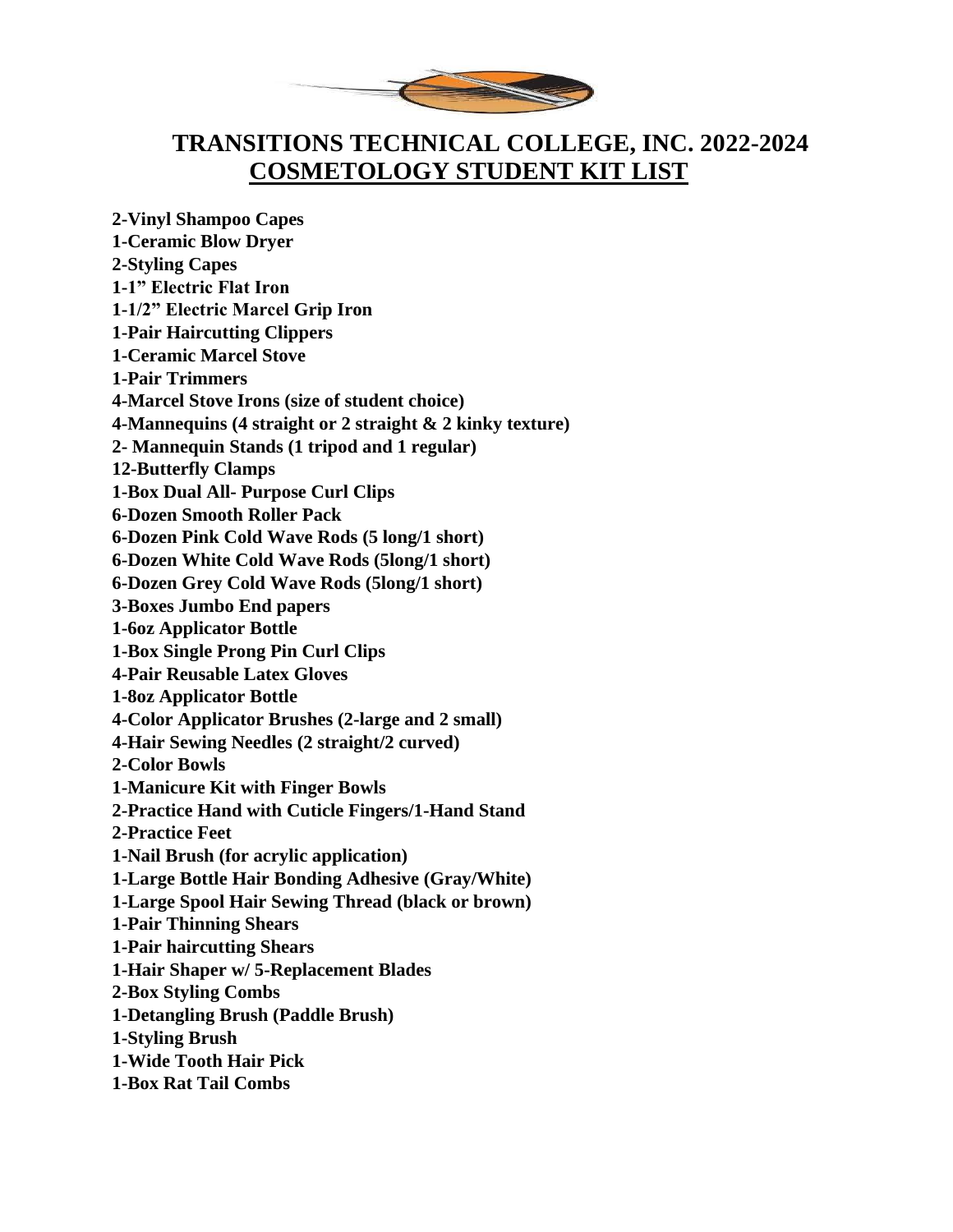# TRANSITIONS TECHNICAL COLLEGE, INC. 2022-2024

## COSMETOLOGY STUDENT KIT LIST

**2-Vinyl Shampoo Capes**
**1-Ceramic Blow Dryer**
**2-Styling Capes**
**1-1" Electric Flat Iron**
**1-1/2" Electric Marcel Grip Iron**
**1-Pair Haircutting Clippers**
**1-Ceramic Marcel Stove**
**1-Pair Trimmers**
**4-Marcel Stove Irons (size of student choice)**
**4-Mannequins (4 straight or 2 straight & 2 kinky texture)**
**2- Mannequin Stands (1 tripod and 1 regular)**
**12-Butterfly Clamps**
**1-Box Dual All- Purpose Curl Clips**
**6-Dozen Smooth Roller Pack**
**6-Dozen Pink Cold Wave Rods (5 long/1 short)**
**6-Dozen White Cold Wave Rods (5long/1 short)**
**6-Dozen Grey Cold Wave Rods (5long/1 short)**
**3-Boxes Jumbo End papers**
**1-6oz Applicator Bottle**
**1-Box Single Prong Pin Curl Clips**
**4-Pair Reusable Latex Gloves**
**1-8oz Applicator Bottle**
**4-Color Applicator Brushes (2-large and 2 small)**
**4-Hair Sewing Needles (2 straight/2 curved)**
**2-Color Bowls**
**1-Manicure Kit with Finger Bowls**
**2-Practice Hand with Cuticle Fingers/1-Hand Stand**
**2-Practice Feet**
**1-Nail Brush (for acrylic application)**
**1-Large Bottle Hair Bonding Adhesive (Gray/White)**
**1-Large Spool Hair Sewing Thread (black or brown)**
**1-Pair Thinning Shears**
**1-Pair haircutting Shears**
**1-Hair Shaper w/ 5-Replacement Blades**
**2-Box Styling Combs**
**1-Detangling Brush (Paddle Brush)**
**1-Styling Brush**
**1-Wide Tooth Hair Pick**
**1-Box Rat Tail Combs**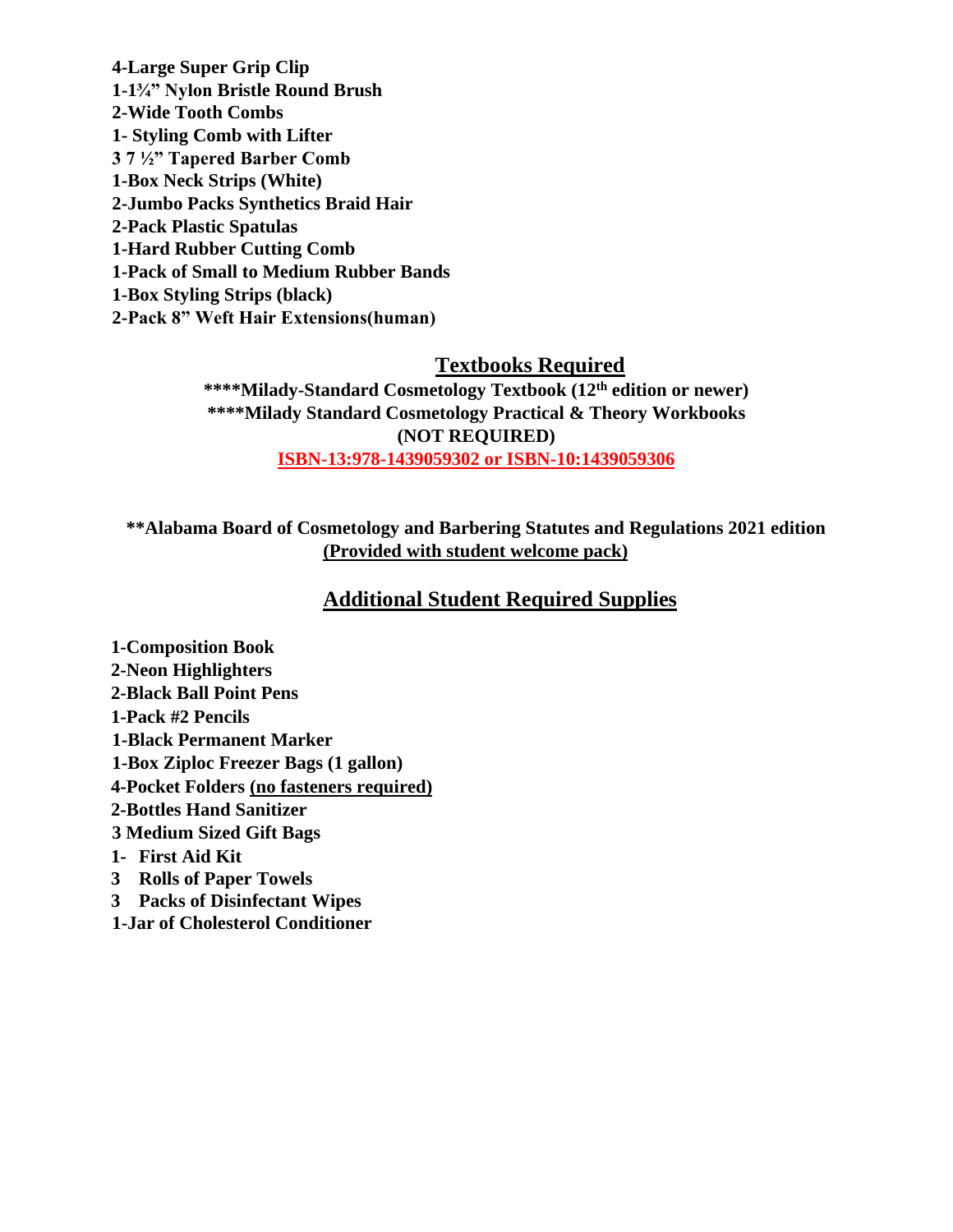**4-Large Super Grip Clip**
**1-1¾" Nylon Bristle Round Brush**
**2-Wide Tooth Combs**
**1- Styling Comb with Lifter**
**3 7 ½" Tapered Barber Comb**
**1-Box Neck Strips (White)**
**2-Jumbo Packs Synthetics Braid Hair**
**2-Pack Plastic Spatulas**
**1-Hard Rubber Cutting Comb**
**1-Pack of Small to Medium Rubber Bands**
**1-Box Styling Strips (black)**
**2-Pack 8" Weft Hair Extensions(human)**

## Textbooks Required

**\*\*\*\*Milady-Standard Cosmetology Textbook (12th edition or newer)**
**\*\*\*\*Milady Standard Cosmetology Practical & Theory Workbooks**
**(NOT REQUIRED)**
**ISBN-13:978-1439059302 or ISBN-10:1439059306**

**\*\*Alabama Board of Cosmetology and Barbering Statutes and Regulations 2021 edition**
**(Provided with student welcome pack)**

## Additional Student Required Supplies

**1-Composition Book**
**2-Neon Highlighters**
**2-Black Ball Point Pens**
**1-Pack #2 Pencils**
**1-Black Permanent Marker**
**1-Box Ziploc Freezer Bags (1 gallon)**
**4-Pocket Folders (no fasteners required)**
**2-Bottles Hand Sanitizer**
**3 Medium Sized Gift Bags**
**1- First Aid Kit**
**3 Rolls of Paper Towels**
**3 Packs of Disinfectant Wipes**
**1-Jar of Cholesterol Conditioner**